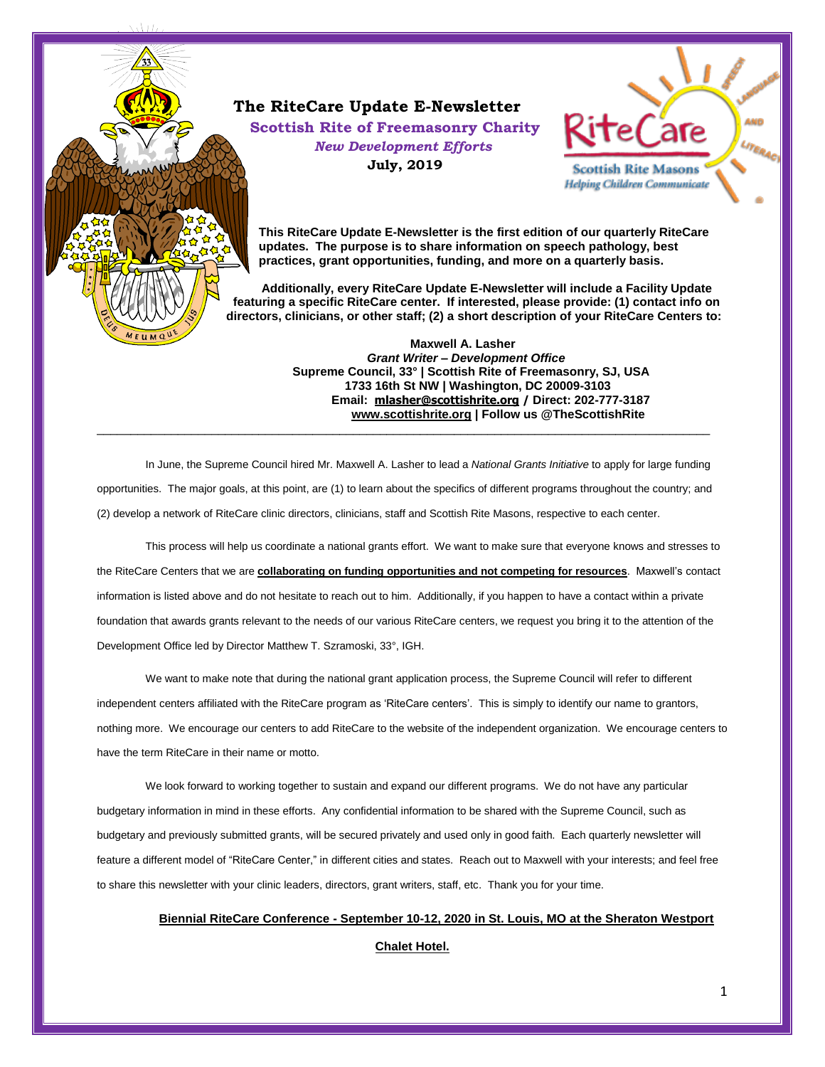# The RiteCare Update E-Newsletter

## Scottish Rite of Freemasonry Charity

***New Development Efforts***

**July, 2019**

**This RiteCare Update E-Newsletter is the first edition of our quarterly RiteCare updates. The purpose is to share information on speech pathology, best practices, grant opportunities, funding, and more on a quarterly basis.**

**Additionally, every RiteCare Update E-Newsletter will include a Facility Update featuring a specific RiteCare center. If interested, please provide: (1) contact info on directors, clinicians, or other staff; (2) a short description of your RiteCare Centers to:**

**Maxwell A. Lasher**
***Grant Writer – Development Office***
**Supreme Council, 33° | Scottish Rite of Freemasonry, SJ, USA**
**1733 16th St NW | Washington, DC 20009-3103**
**Email: mlasher@scottishrite.org / Direct: 202-777-3187**
**www.scottishrite.org | Follow us @TheScottishRite**

---

In June, the Supreme Council hired Mr. Maxwell A. Lasher to lead a *National Grants Initiative* to apply for large funding opportunities. The major goals, at this point, are (1) to learn about the specifics of different programs throughout the country; and (2) develop a network of RiteCare clinic directors, clinicians, staff and Scottish Rite Masons, respective to each center.

This process will help us coordinate a national grants effort. We want to make sure that everyone knows and stresses to the RiteCare Centers that we are **collaborating on funding opportunities and not competing for resources**. Maxwell's contact information is listed above and do not hesitate to reach out to him. Additionally, if you happen to have a contact within a private foundation that awards grants relevant to the needs of our various RiteCare centers, we request you bring it to the attention of the Development Office led by Director Matthew T. Szramoski, 33°, IGH.

We want to make note that during the national grant application process, the Supreme Council will refer to different independent centers affiliated with the RiteCare program as 'RiteCare centers'. This is simply to identify our name to grantors, nothing more. We encourage our centers to add RiteCare to the website of the independent organization. We encourage centers to have the term RiteCare in their name or motto.

We look forward to working together to sustain and expand our different programs. We do not have any particular budgetary information in mind in these efforts. Any confidential information to be shared with the Supreme Council, such as budgetary and previously submitted grants, will be secured privately and used only in good faith. Each quarterly newsletter will feature a different model of "RiteCare Center," in different cities and states. Reach out to Maxwell with your interests; and feel free to share this newsletter with your clinic leaders, directors, grant writers, staff, etc. Thank you for your time.

**Biennial RiteCare Conference - September 10-12, 2020 in St. Louis, MO at the Sheraton Westport Chalet Hotel.**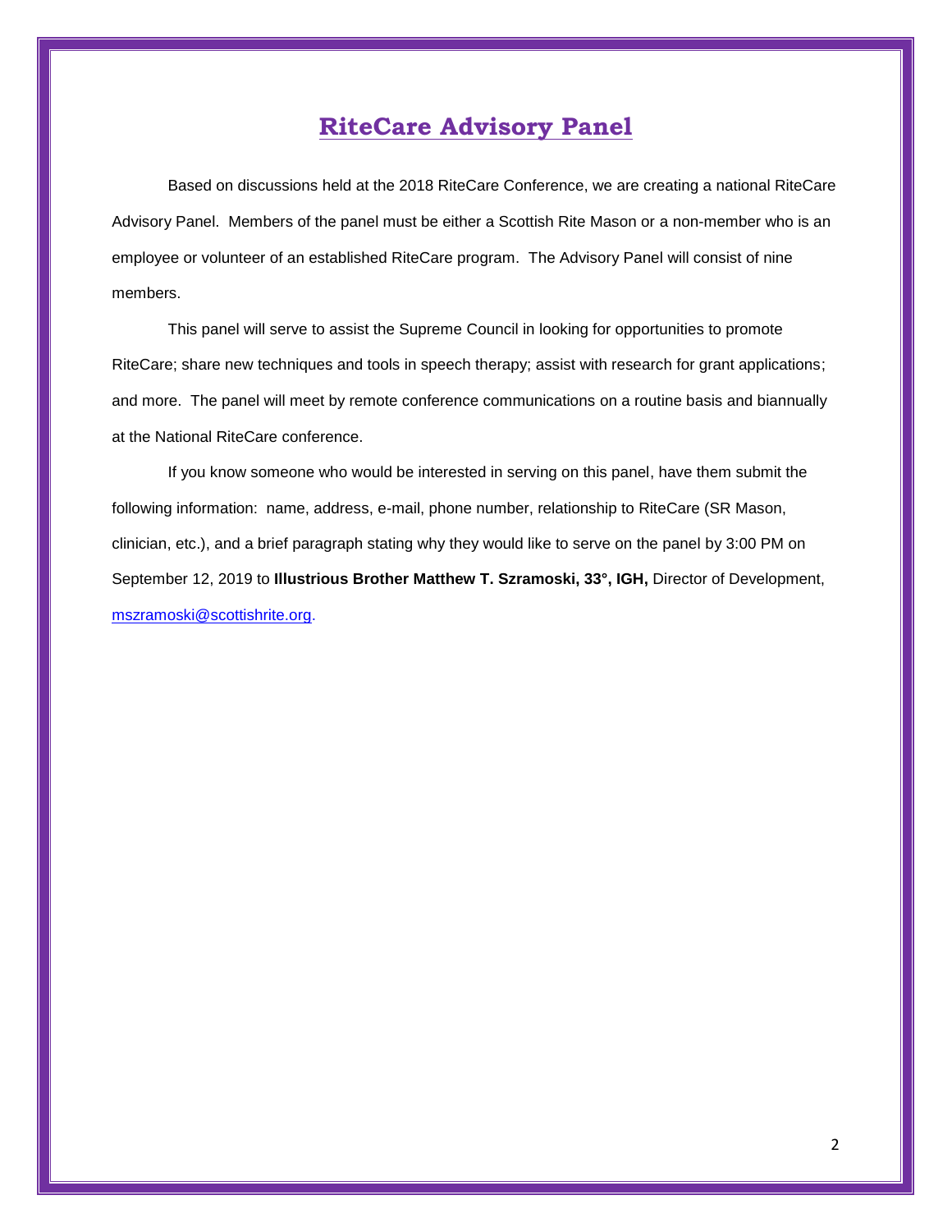# RiteCare Advisory Panel

Based on discussions held at the 2018 RiteCare Conference, we are creating a national RiteCare Advisory Panel. Members of the panel must be either a Scottish Rite Mason or a non-member who is an employee or volunteer of an established RiteCare program. The Advisory Panel will consist of nine members.

This panel will serve to assist the Supreme Council in looking for opportunities to promote RiteCare; share new techniques and tools in speech therapy; assist with research for grant applications; and more. The panel will meet by remote conference communications on a routine basis and biannually at the National RiteCare conference.

If you know someone who would be interested in serving on this panel, have them submit the following information: name, address, e-mail, phone number, relationship to RiteCare (SR Mason, clinician, etc.), and a brief paragraph stating why they would like to serve on the panel by 3:00 PM on September 12, 2019 to **Illustrious Brother Matthew T. Szramoski, 33°, IGH,** Director of Development, mszramoski@scottishrite.org.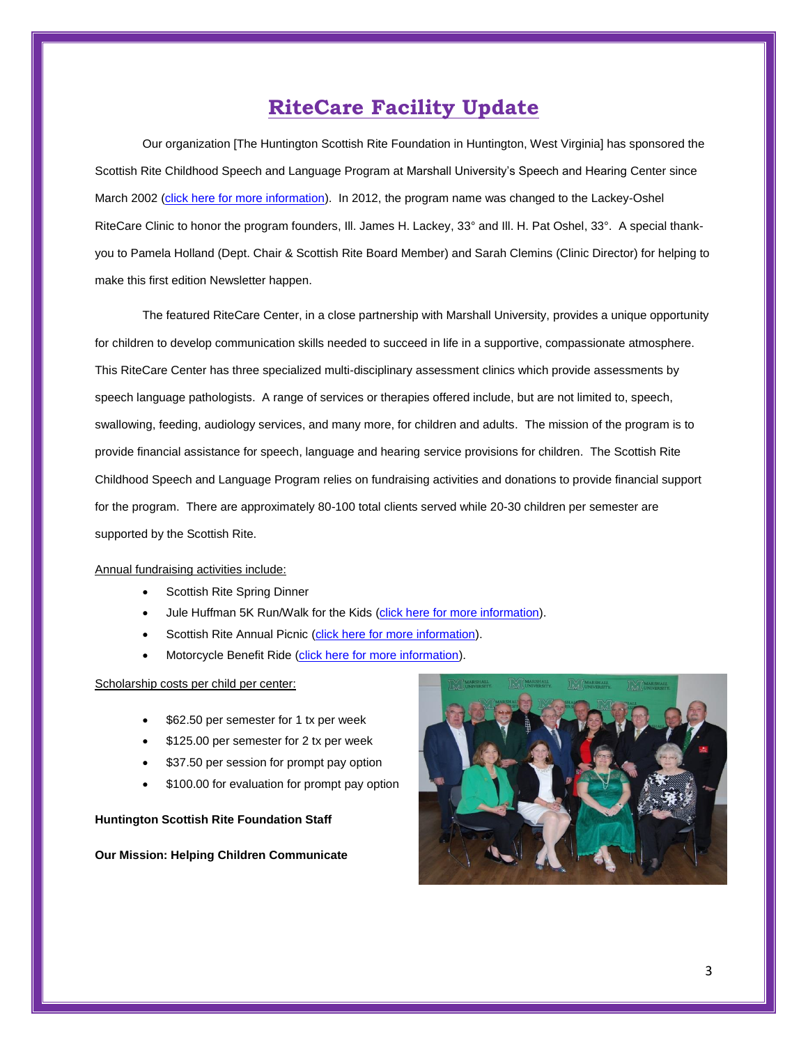# RiteCare Facility Update

Our organization [The Huntington Scottish Rite Foundation in Huntington, West Virginia] has sponsored the Scottish Rite Childhood Speech and Language Program at Marshall University's Speech and Hearing Center since March 2002 (click here for more information). In 2012, the program name was changed to the Lackey-Oshel RiteCare Clinic to honor the program founders, Ill. James H. Lackey, 33° and Ill. H. Pat Oshel, 33°. A special thank-you to Pamela Holland (Dept. Chair & Scottish Rite Board Member) and Sarah Clemins (Clinic Director) for helping to make this first edition Newsletter happen.

The featured RiteCare Center, in a close partnership with Marshall University, provides a unique opportunity for children to develop communication skills needed to succeed in life in a supportive, compassionate atmosphere. This RiteCare Center has three specialized multi-disciplinary assessment clinics which provide assessments by speech language pathologists. A range of services or therapies offered include, but are not limited to, speech, swallowing, feeding, audiology services, and many more, for children and adults. The mission of the program is to provide financial assistance for speech, language and hearing service provisions for children. The Scottish Rite Childhood Speech and Language Program relies on fundraising activities and donations to provide financial support for the program. There are approximately 80-100 total clients served while 20-30 children per semester are supported by the Scottish Rite.

Annual fundraising activities include:

- Scottish Rite Spring Dinner
- Jule Huffman 5K Run/Walk for the Kids (click here for more information).
- Scottish Rite Annual Picnic (click here for more information).
- Motorcycle Benefit Ride (click here for more information).

Scholarship costs per child per center:

- $62.50 per semester for 1 tx per week
- $125.00 per semester for 2 tx per week
- $37.50 per session for prompt pay option
- $100.00 for evaluation for prompt pay option

**Huntington Scottish Rite Foundation Staff**

**Our Mission: Helping Children Communicate**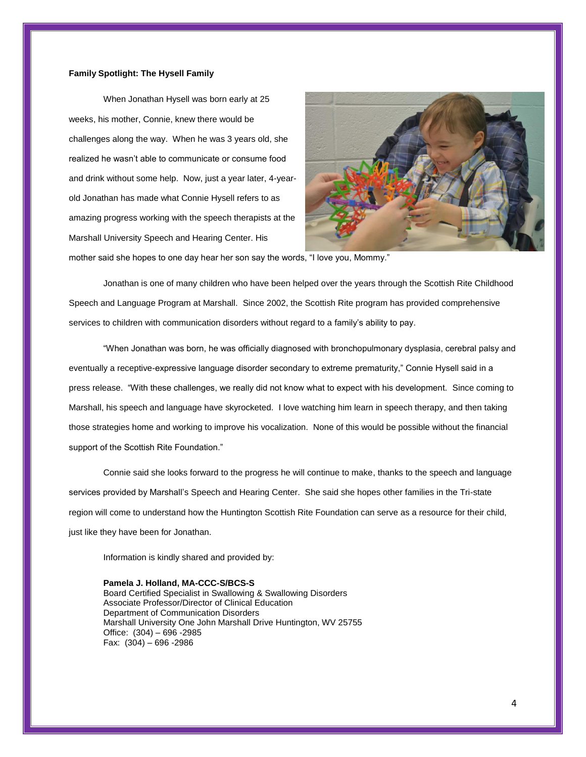**Family Spotlight: The Hysell Family**

When Jonathan Hysell was born early at 25 weeks, his mother, Connie, knew there would be challenges along the way. When he was 3 years old, she realized he wasn't able to communicate or consume food and drink without some help. Now, just a year later, 4-year-old Jonathan has made what Connie Hysell refers to as amazing progress working with the speech therapists at the Marshall University Speech and Hearing Center. His mother said she hopes to one day hear her son say the words, "I love you, Mommy."

Jonathan is one of many children who have been helped over the years through the Scottish Rite Childhood Speech and Language Program at Marshall. Since 2002, the Scottish Rite program has provided comprehensive services to children with communication disorders without regard to a family's ability to pay.

"When Jonathan was born, he was officially diagnosed with bronchopulmonary dysplasia, cerebral palsy and eventually a receptive-expressive language disorder secondary to extreme prematurity," Connie Hysell said in a press release. "With these challenges, we really did not know what to expect with his development. Since coming to Marshall, his speech and language have skyrocketed. I love watching him learn in speech therapy, and then taking those strategies home and working to improve his vocalization. None of this would be possible without the financial support of the Scottish Rite Foundation."

Connie said she looks forward to the progress he will continue to make, thanks to the speech and language services provided by Marshall's Speech and Hearing Center. She said she hopes other families in the Tri-state region will come to understand how the Huntington Scottish Rite Foundation can serve as a resource for their child, just like they have been for Jonathan.

Information is kindly shared and provided by:

**Pamela J. Holland, MA-CCC-S/BCS-S**
Board Certified Specialist in Swallowing & Swallowing Disorders
Associate Professor/Director of Clinical Education
Department of Communication Disorders
Marshall University One John Marshall Drive Huntington, WV 25755
Office: (304) – 696 -2985
Fax: (304) – 696 -2986